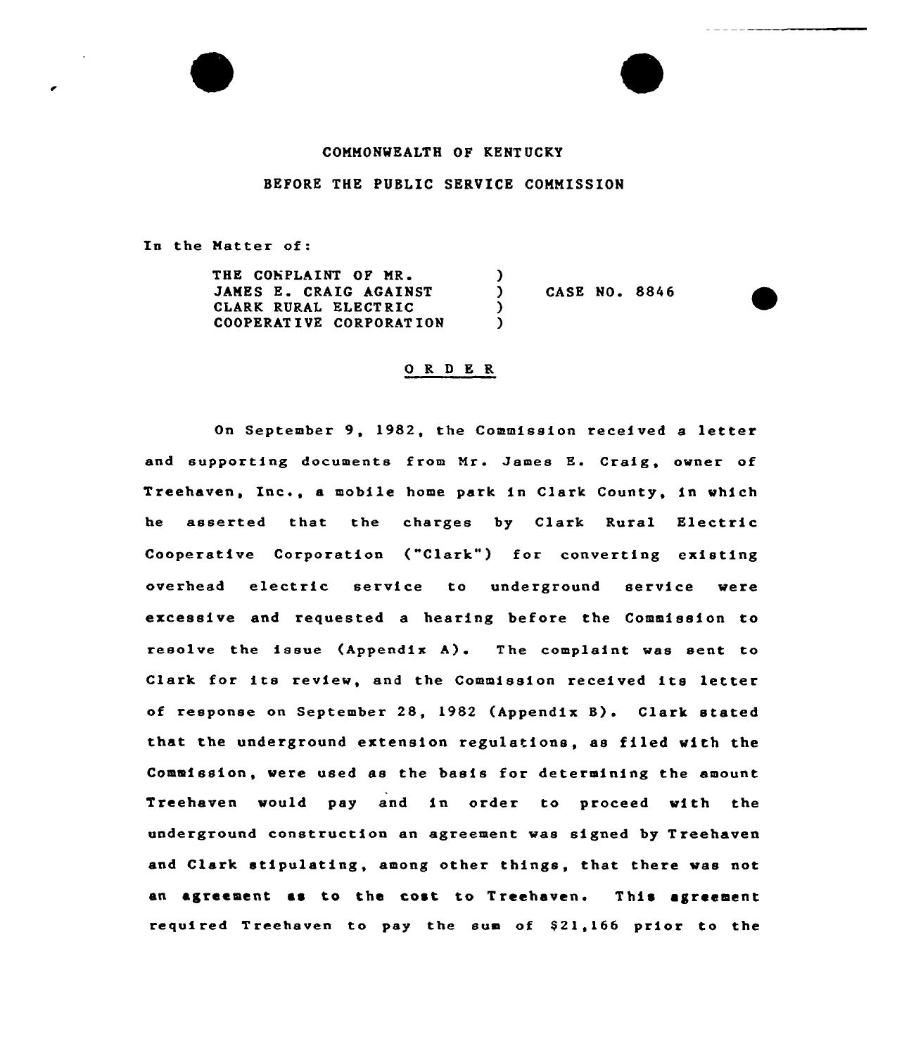COMMONWEALTH OF KENTUCKY

BEFORE THE PUBLIC SERVICE COMMISSION

In the Matter of:

| | | |
|---|---|---|
| THE COMPLAINT OF MR. JAMES E. CRAIG AGAINST CLARK RURAL ELECTRIC COOPERATIVE CORPORATION | ) | CASE NO. 8846 |

## O R D E R

On September 9, 1982, the Commission received a letter and supporting documents from Mr. James E. Craig, owner of Treehaven, Inc., a mobile home park in Clark County, in which he asserted that the charges by Clark Rural Electric Cooperative Corporation ("Clark") for converting existing overhead electric service to underground service were excessive and requested a hearing before the Commission to resolve the issue (Appendix A). The complaint was sent to Clark for its review, and the Commission received its letter of response on September 28, 1982 (Appendix B). Clark stated that the underground extension regulations, as filed with the Commission, were used as the basis for determining the amount Treehaven would pay and in order to proceed with the underground construction an agreement was signed by Treehaven and Clark stipulating, among other things, that there was not an agreement as to the cost to Treehaven. This agreement required Treehaven to pay the sum of $21,166 prior to the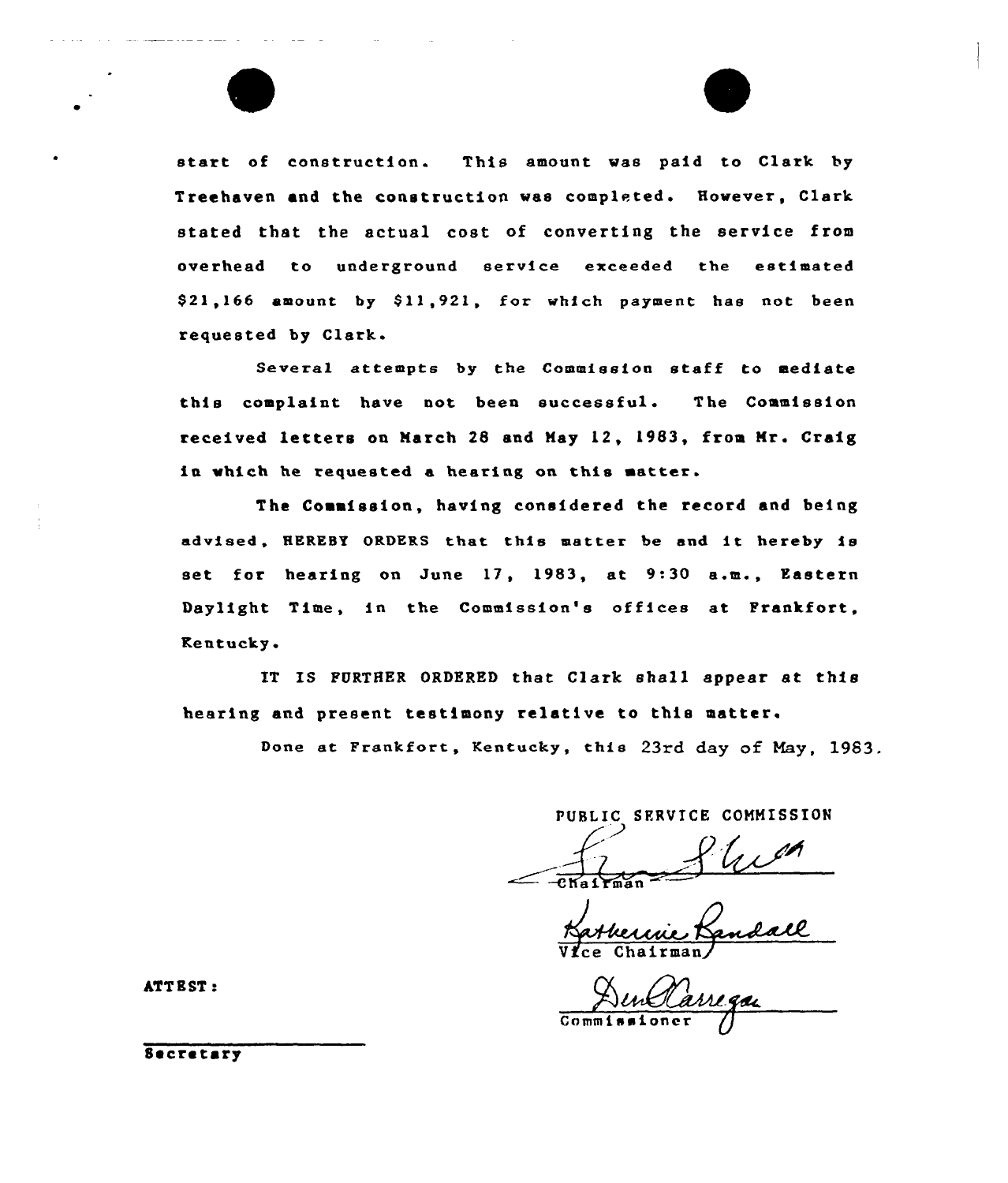start of construction. This amount was paid to Clark by Treehaven and the construction was completed. However, Clark stated that the actual cost of converting the service from overhead to underground service exceeded the estimated $21,166 amount by $11,921, for which payment has not been requested by Clark.

Several attempts by the Commission staff to mediate this complaint have not been successful. The Commission received letters on March 28 and May 12, 1983, from Mr. Craig in which he requested a hearing on this matter.

The Commission, having considered the record and being advised, HEREBY ORDERS that this matter be and it hereby is set for hearing on June 17, 1983, at 9:30 a.m., Eastern Daylight Time, in the Commission's offices at Frankfort, Kentucky.

IT IS FURTHER ORDERED that Clark shall appear at this hearing and present testimony relative to this matter.

Done at Frankfort, Kentucky, this 23rd day of May, 1983.

PUBLIC SERVICE COMMISSION

Chairman

Katherine Randall
Vice Chairman

Commissioner

ATTEST:

Secretary